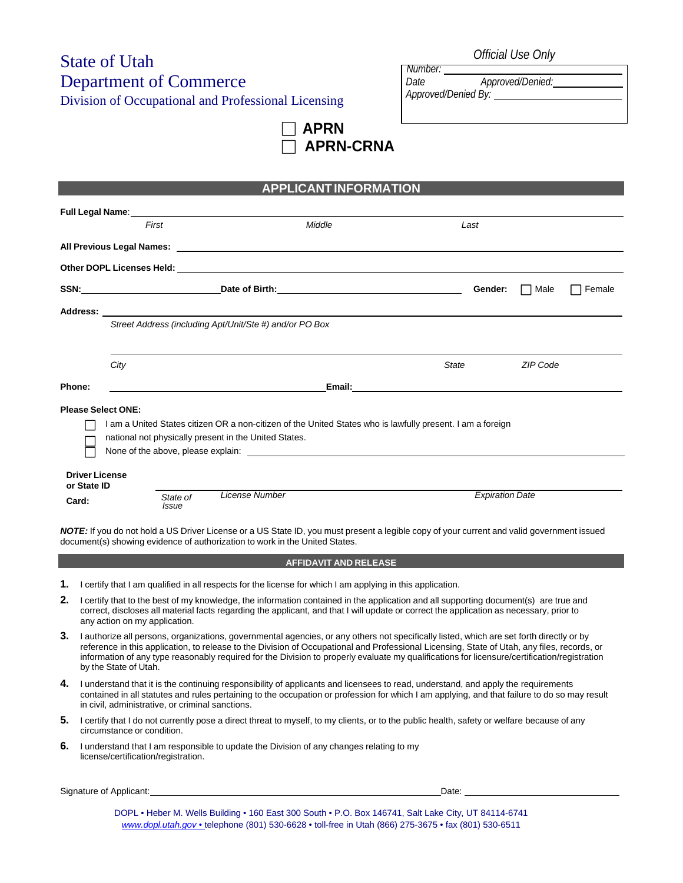# State of Utah
# Department of Commerce
## Division of Occupational and Professional Licensing

*Official Use Only*

*Number:* ______________________
*Date* ______ *Approved/Denied:* ______________
*Approved/Denied By:* ______________________

☐ **APRN**
☐ **APRN-CRNA**

## APPLICANT INFORMATION

**Full Legal Name**: ________________________________________________
*First* *Middle* *Last*

**All Previous Legal Names:** ________________________________________________

**Other DOPL Licenses Held:** ________________________________________________

**SSN:** ______________________ **Date of Birth:** ______________________ **Gender:** ☐ Male ☐ Female

**Address:** ________________________________________________
*Street Address (including Apt/Unit/Ste #) and/or PO Box*

________________________________________________
*City* *State* *ZIP Code*

**Phone:** ______________________ **Email:** ______________________

**Please Select ONE:**

☐ I am a United States citizen OR a non-citizen of the United States who is lawfully present.
☐ I am a foreign national not physically present in the United States.
☐ None of the above, please explain: ______________________

**Driver License or State ID Card:** ________________________________________________
*State of Issue* *License Number* *Expiration Date*

***NOTE:*** If you do not hold a US Driver License or a US State ID, you must present a legible copy of your current and valid government issued document(s) showing evidence of authorization to work in the United States.

## AFFIDAVIT AND RELEASE

1. I certify that I am qualified in all respects for the license for which I am applying in this application.
2. I certify that to the best of my knowledge, the information contained in the application and all supporting document(s) are true and correct, discloses all material facts regarding the applicant, and that I will update or correct the application as necessary, prior to any action on my application.
3. I authorize all persons, organizations, governmental agencies, or any others not specifically listed, which are set forth directly or by reference in this application, to release to the Division of Occupational and Professional Licensing, State of Utah, any files, records, or information of any type reasonably required for the Division to properly evaluate my qualifications for licensure/certification/registration by the State of Utah.
4. I understand that it is the continuing responsibility of applicants and licensees to read, understand, and apply the requirements contained in all statutes and rules pertaining to the occupation or profession for which I am applying, and that failure to do so may result in civil, administrative, or criminal sanctions.
5. I certify that I do not currently pose a direct threat to myself, to my clients, or to the public health, safety or welfare because of any circumstance or condition.
6. I understand that I am responsible to update the Division of any changes relating to my license/certification/registration.

Signature of Applicant: ________________________________________ Date: ______________________

DOPL • Heber M. Wells Building • 160 East 300 South • P.O. Box 146741, Salt Lake City, UT 84114-6741
www.dopl.utah.gov • telephone (801) 530-6628 • toll-free in Utah (866) 275-3675 • fax (801) 530-6511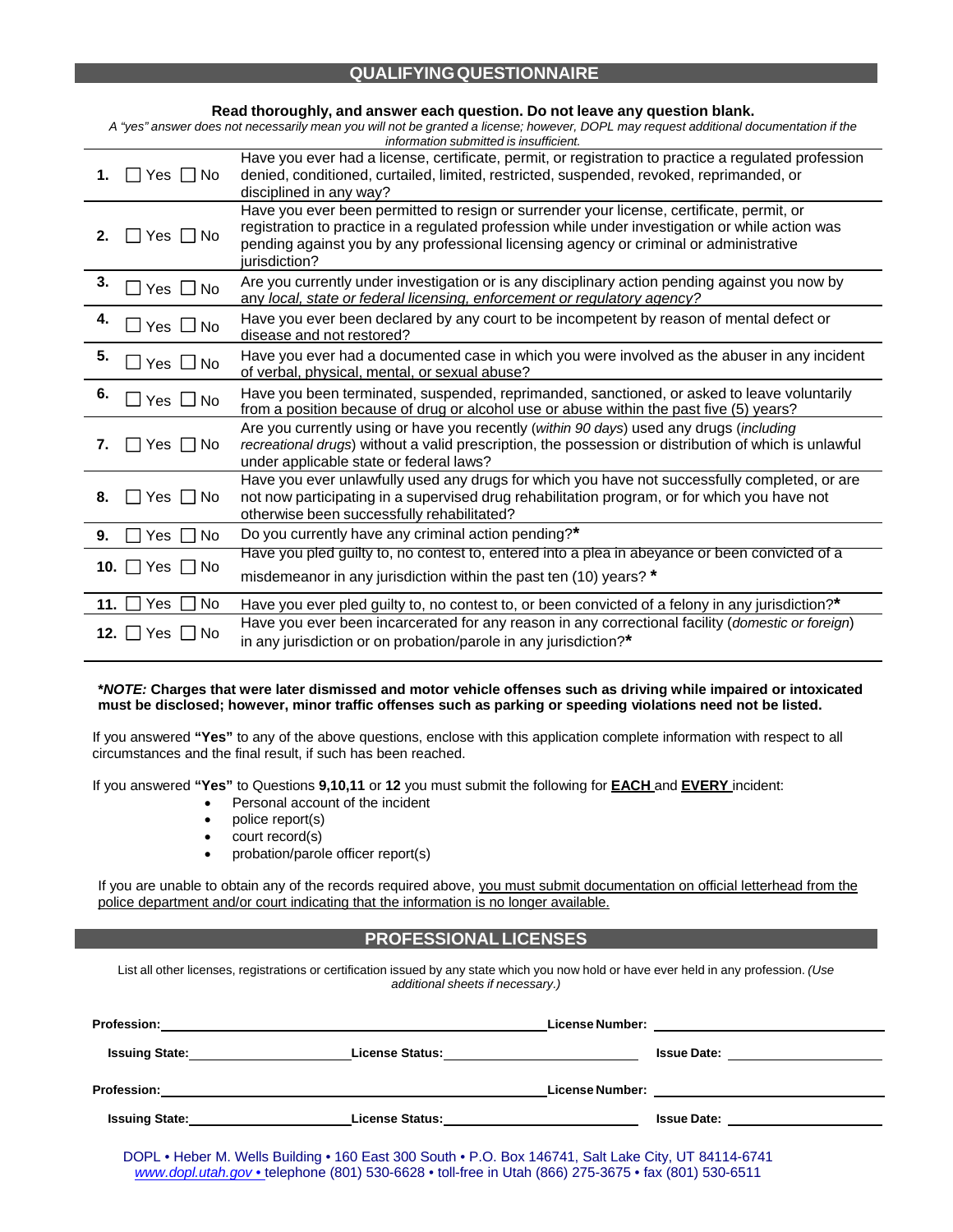## QUALIFYING QUESTIONNAIRE

**Read thoroughly, and answer each question. Do not leave any question blank.**

*A "yes" answer does not necessarily mean you will not be granted a license; however, DOPL may request additional documentation if the information submitted is insufficient.*

| | | |
|---|---|---|
| **1.** | ☐ Yes ☐ No | Have you ever had a license, certificate, permit, or registration to practice a regulated profession denied, conditioned, curtailed, limited, restricted, suspended, revoked, reprimanded, or disciplined in any way? |
| **2.** | ☐ Yes ☐ No | Have you ever been permitted to resign or surrender your license, certificate, permit, or registration to practice in a regulated profession while under investigation or while action was pending against you by any professional licensing agency or criminal or administrative jurisdiction? |
| **3.** | ☐ Yes ☐ No | Are you currently under investigation or is any disciplinary action pending against you now by any *local, state or federal licensing, enforcement or regulatory agency?* |
| **4.** | ☐ Yes ☐ No | Have you ever been declared by any court to be incompetent by reason of mental defect or disease and not restored? |
| **5.** | ☐ Yes ☐ No | Have you ever had a documented case in which you were involved as the abuser in any incident of verbal, physical, mental, or sexual abuse? |
| **6.** | ☐ Yes ☐ No | Have you been terminated, suspended, reprimanded, sanctioned, or asked to leave voluntarily from a position because of drug or alcohol use or abuse within the past five (5) years? |
| **7.** | ☐ Yes ☐ No | Are you currently using or have you recently (*within 90 days*) used any drugs (*including recreational drugs*) without a valid prescription, the possession or distribution of which is unlawful under applicable state or federal laws? |
| **8.** | ☐ Yes ☐ No | Have you ever unlawfully used any drugs for which you have not successfully completed, or are not now participating in a supervised drug rehabilitation program, or for which you have not otherwise been successfully rehabilitated? |
| **9.** | ☐ Yes ☐ No | Do you currently have any criminal action pending?**\*** |
| **10.** | ☐ Yes ☐ No | Have you pled guilty to, no contest to, entered into a plea in abeyance or been convicted of a misdemeanor in any jurisdiction within the past ten (10) years? **\*** |
| **11.** | ☐ Yes ☐ No | Have you ever pled guilty to, no contest to, or been convicted of a felony in any jurisdiction?**\*** |
| **12.** | ☐ Yes ☐ No | Have you ever been incarcerated for any reason in any correctional facility (*domestic or foreign*) in any jurisdiction or on probation/parole in any jurisdiction?**\*** |

***\*NOTE:*** **Charges that were later dismissed and motor vehicle offenses such as driving while impaired or intoxicated must be disclosed; however, minor traffic offenses such as parking or speeding violations need not be listed.**

If you answered **"Yes"** to any of the above questions, enclose with this application complete information with respect to all circumstances and the final result, if such has been reached.

If you answered **"Yes"** to Questions **9,10,11** or **12** you must submit the following for **EACH** and **EVERY** incident:

- Personal account of the incident
- police report(s)
- court record(s)
- probation/parole officer report(s)

If you are unable to obtain any of the records required above, you must submit documentation on official letterhead from the police department and/or court indicating that the information is no longer available.

## PROFESSIONAL LICENSES

List all other licenses, registrations or certification issued by any state which you now hold or have ever held in any profession. *(Use additional sheets if necessary.)*

**Profession:** ______________________ **License Number:** ______________________

**Issuing State:** ______________ **License Status:** ______________ **Issue Date:** ______________

**Profession:** ______________________ **License Number:** ______________________

**Issuing State:** ______________ **License Status:** ______________ **Issue Date:** ______________

DOPL • Heber M. Wells Building • 160 East 300 South • P.O. Box 146741, Salt Lake City, UT 84114-6741
*www.dopl.utah.gov* • telephone (801) 530-6628 • toll-free in Utah (866) 275-3675 • fax (801) 530-6511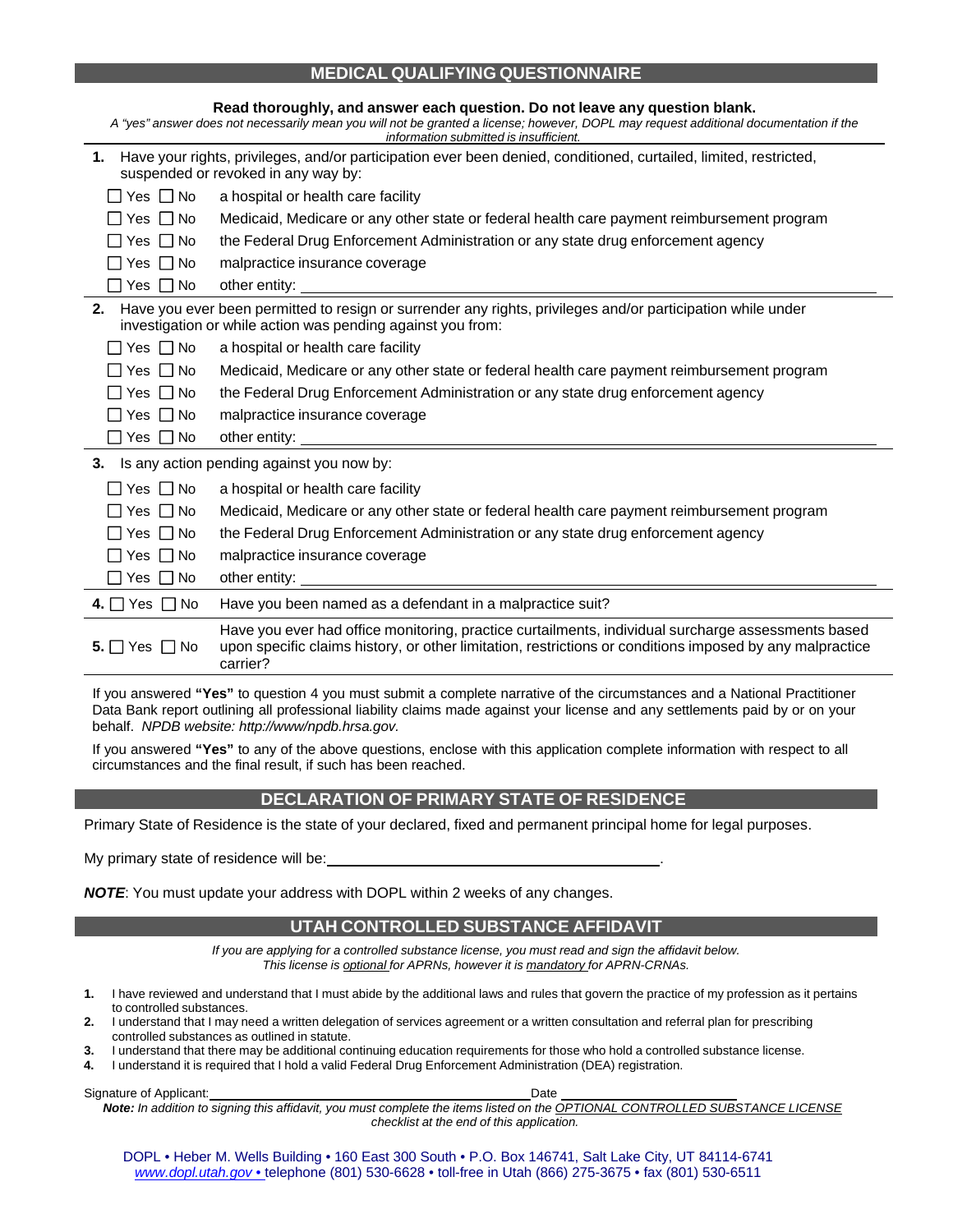## MEDICAL QUALIFYING QUESTIONNAIRE

**Read thoroughly, and answer each question. Do not leave any question blank.**

*A "yes" answer does not necessarily mean you will not be granted a license; however, DOPL may request additional documentation if the information submitted is insufficient.*

**1.** Have your rights, privileges, and/or participation ever been denied, conditioned, curtailed, limited, restricted, suspended or revoked in any way by:

- ☐ Yes ☐ No a hospital or health care facility
- ☐ Yes ☐ No Medicaid, Medicare or any other state or federal health care payment reimbursement program
- ☐ Yes ☐ No the Federal Drug Enforcement Administration or any state drug enforcement agency
- ☐ Yes ☐ No malpractice insurance coverage
- ☐ Yes ☐ No other entity: ____________________

**2.** Have you ever been permitted to resign or surrender any rights, privileges and/or participation while under investigation or while action was pending against you from:

- ☐ Yes ☐ No a hospital or health care facility
- ☐ Yes ☐ No Medicaid, Medicare or any other state or federal health care payment reimbursement program
- ☐ Yes ☐ No the Federal Drug Enforcement Administration or any state drug enforcement agency
- ☐ Yes ☐ No malpractice insurance coverage
- ☐ Yes ☐ No other entity: ____________________

**3.** Is any action pending against you now by:

- ☐ Yes ☐ No a hospital or health care facility
- ☐ Yes ☐ No Medicaid, Medicare or any other state or federal health care payment reimbursement program
- ☐ Yes ☐ No the Federal Drug Enforcement Administration or any state drug enforcement agency
- ☐ Yes ☐ No malpractice insurance coverage
- ☐ Yes ☐ No other entity: ____________________

**4.** ☐ Yes ☐ No Have you been named as a defendant in a malpractice suit?

**5.** ☐ Yes ☐ No Have you ever had office monitoring, practice curtailments, individual surcharge assessments based upon specific claims history, or other limitation, restrictions or conditions imposed by any malpractice carrier?

If you answered **"Yes"** to question 4 you must submit a complete narrative of the circumstances and a National Practitioner Data Bank report outlining all professional liability claims made against your license and any settlements paid by or on your behalf. *NPDB website: http://www/npdb.hrsa.gov*.

If you answered **"Yes"** to any of the above questions, enclose with this application complete information with respect to all circumstances and the final result, if such has been reached.

## DECLARATION OF PRIMARY STATE OF RESIDENCE

Primary State of Residence is the state of your declared, fixed and permanent principal home for legal purposes.

My primary state of residence will be: ____________________.

***NOTE***: You must update your address with DOPL within 2 weeks of any changes.

## UTAH CONTROLLED SUBSTANCE AFFIDAVIT

*If you are applying for a controlled substance license, you must read and sign the affidavit below. This license is optional for APRNs, however it is mandatory for APRN-CRNAs.*

1. I have reviewed and understand that I must abide by the additional laws and rules that govern the practice of my profession as it pertains to controlled substances.
2. I understand that I may need a written delegation of services agreement or a written consultation and referral plan for prescribing controlled substances as outlined in statute.
3. I understand that there may be additional continuing education requirements for those who hold a controlled substance license.
4. I understand it is required that I hold a valid Federal Drug Enforcement Administration (DEA) registration.

Signature of Applicant: ____________________ Date ____________________

***Note:*** *In addition to signing this affidavit, you must complete the items listed on the OPTIONAL CONTROLLED SUBSTANCE LICENSE checklist at the end of this application.*

DOPL • Heber M. Wells Building • 160 East 300 South • P.O. Box 146741, Salt Lake City, UT 84114-6741
www.dopl.utah.gov • telephone (801) 530-6628 • toll-free in Utah (866) 275-3675 • fax (801) 530-6511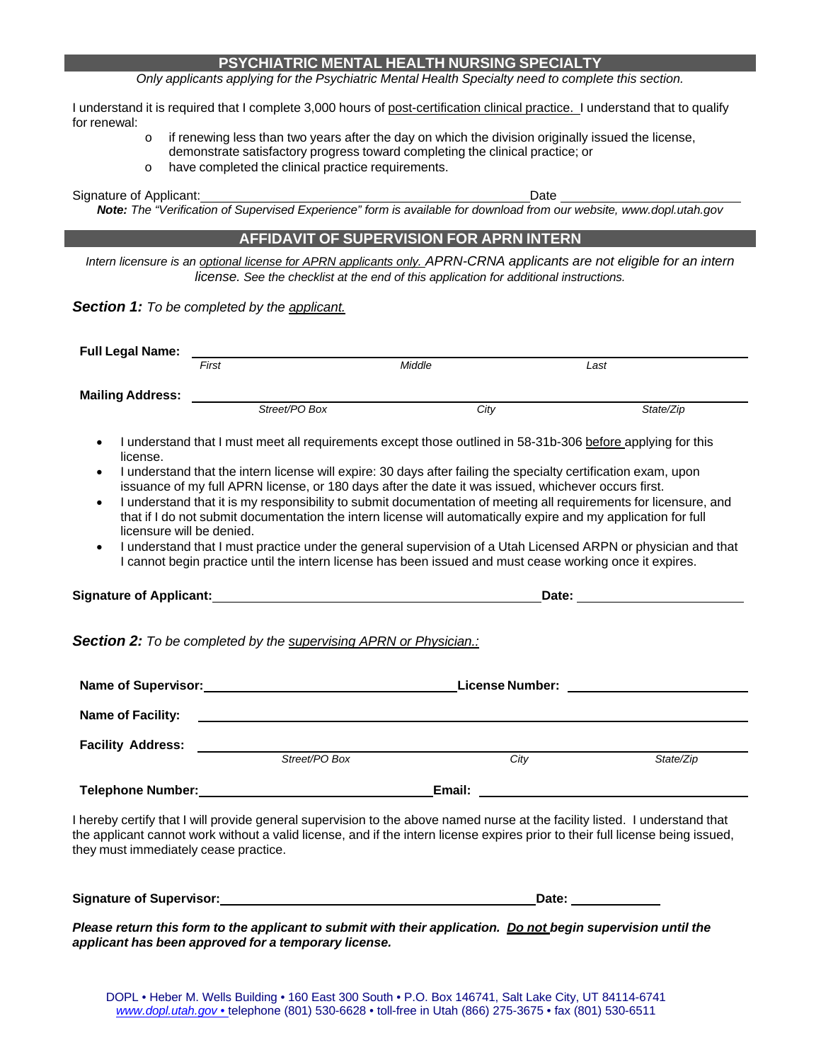## PSYCHIATRIC MENTAL HEALTH NURSING SPECIALTY

*Only applicants applying for the Psychiatric Mental Health Specialty need to complete this section.*

I understand it is required that I complete 3,000 hours of post-certification clinical practice. I understand that to qualify for renewal:

- if renewing less than two years after the day on which the division originally issued the license, demonstrate satisfactory progress toward completing the clinical practice; or
- have completed the clinical practice requirements.

Signature of Applicant: ______________________________ Date ______________

***Note:*** *The "Verification of Supervised Experience" form is available for download from our website, www.dopl.utah.gov*

## AFFIDAVIT OF SUPERVISION FOR APRN INTERN

*Intern licensure is an optional license for APRN applicants only. APRN-CRNA applicants are not eligible for an intern license. See the checklist at the end of this application for additional instructions.*

***Section 1:*** *To be completed by the applicant.*

**Full Legal Name:** ______________________________
*First* *Middle* *Last*

**Mailing Address:** ______________________________
*Street/PO Box* *City* *State/Zip*

- I understand that I must meet all requirements except those outlined in 58-31b-306 before applying for this license.
- I understand that the intern license will expire: 30 days after failing the specialty certification exam, upon issuance of my full APRN license, or 180 days after the date it was issued, whichever occurs first.
- I understand that it is my responsibility to submit documentation of meeting all requirements for licensure, and that if I do not submit documentation the intern license will automatically expire and my application for full licensure will be denied.
- I understand that I must practice under the general supervision of a Utah Licensed ARPN or physician and that I cannot begin practice until the intern license has been issued and must cease working once it expires.

**Signature of Applicant:** ______________________________ **Date:** ______________

***Section 2:*** *To be completed by the supervising APRN or Physician.:*

**Name of Supervisor:** ______________________ **License Number:** ______________

**Name of Facility:** ______________________________

**Facility Address:** ______________________________
*Street/PO Box* *City* *State/Zip*

**Telephone Number:** ______________________ **Email:** ______________________

I hereby certify that I will provide general supervision to the above named nurse at the facility listed. I understand that the applicant cannot work without a valid license, and if the intern license expires prior to their full license being issued, they must immediately cease practice.

**Signature of Supervisor:** ______________________________ **Date:** ______________

***Please return this form to the applicant to submit with their application. Do not begin supervision until the applicant has been approved for a temporary license.***

DOPL • Heber M. Wells Building • 160 East 300 South • P.O. Box 146741, Salt Lake City, UT 84114-6741
www.dopl.utah.gov • telephone (801) 530-6628 • toll-free in Utah (866) 275-3675 • fax (801) 530-6511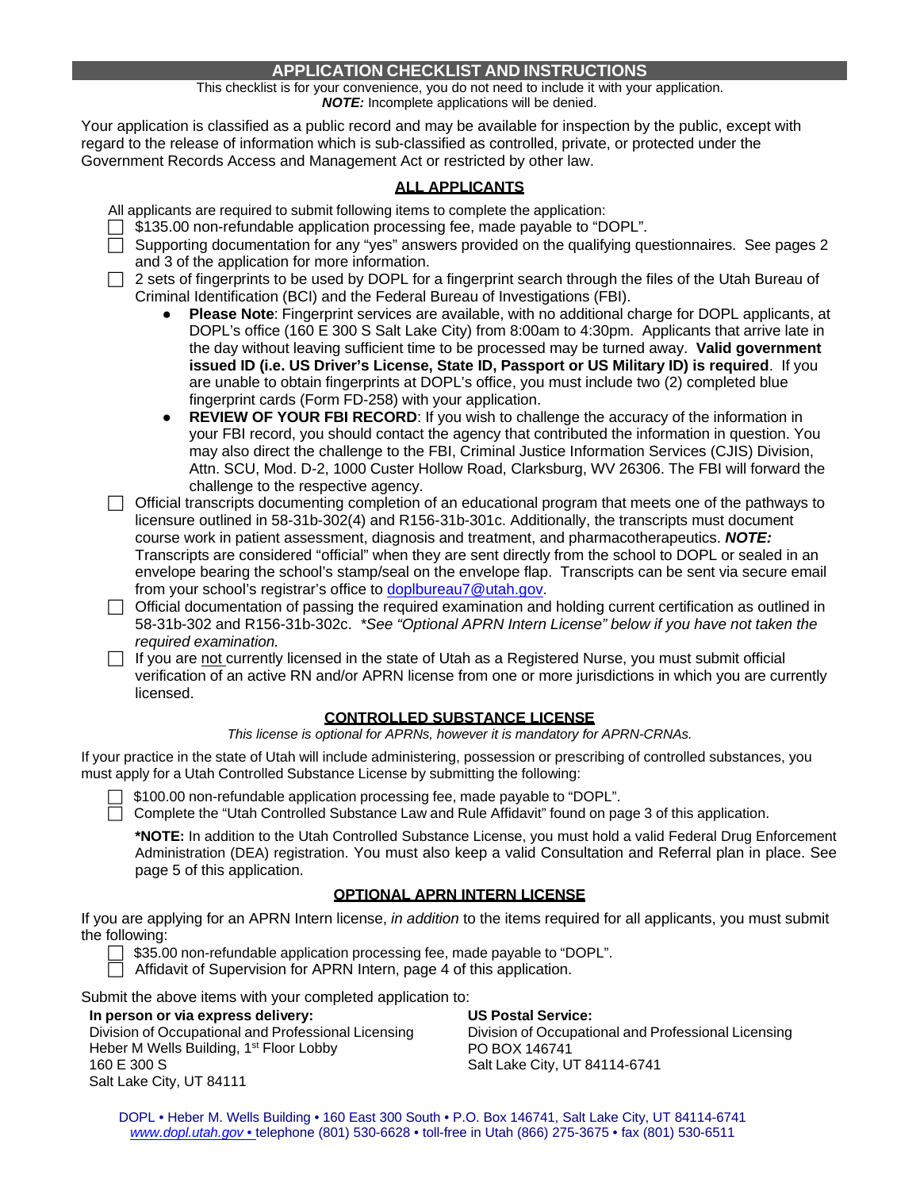## APPLICATION CHECKLIST AND INSTRUCTIONS

This checklist is for your convenience, you do not need to include it with your application.
***NOTE:*** Incomplete applications will be denied.

Your application is classified as a public record and may be available for inspection by the public, except with regard to the release of information which is sub-classified as controlled, private, or protected under the Government Records Access and Management Act or restricted by other law.

### ALL APPLICANTS

All applicants are required to submit following items to complete the application:

- ☐ $135.00 non-refundable application processing fee, made payable to "DOPL".
- ☐ Supporting documentation for any "yes" answers provided on the qualifying questionnaires. See pages 2 and 3 of the application for more information.
- ☐ 2 sets of fingerprints to be used by DOPL for a fingerprint search through the files of the Utah Bureau of Criminal Identification (BCI) and the Federal Bureau of Investigations (FBI).
    - **Please Note**: Fingerprint services are available, with no additional charge for DOPL applicants, at DOPL's office (160 E 300 S Salt Lake City) from 8:00am to 4:30pm. Applicants that arrive late in the day without leaving sufficient time to be processed may be turned away. **Valid government issued ID (i.e. US Driver's License, State ID, Passport or US Military ID) is required**. If you are unable to obtain fingerprints at DOPL's office, you must include two (2) completed blue fingerprint cards (Form FD-258) with your application.
    - **REVIEW OF YOUR FBI RECORD**: If you wish to challenge the accuracy of the information in your FBI record, you should contact the agency that contributed the information in question. You may also direct the challenge to the FBI, Criminal Justice Information Services (CJIS) Division, Attn. SCU, Mod. D-2, 1000 Custer Hollow Road, Clarksburg, WV 26306. The FBI will forward the challenge to the respective agency.
- ☐ Official transcripts documenting completion of an educational program that meets one of the pathways to licensure outlined in 58-31b-302(4) and R156-31b-301c. Additionally, the transcripts must document course work in patient assessment, diagnosis and treatment, and pharmacotherapeutics. ***NOTE:*** Transcripts are considered "official" when they are sent directly from the school to DOPL or sealed in an envelope bearing the school's stamp/seal on the envelope flap. Transcripts can be sent via secure email from your school's registrar's office to doplbureau7@utah.gov.
- ☐ Official documentation of passing the required examination and holding current certification as outlined in 58-31b-302 and R156-31b-302c. *\*See "Optional APRN Intern License" below if you have not taken the required examination.*
- ☐ If you are not currently licensed in the state of Utah as a Registered Nurse, you must submit official verification of an active RN and/or APRN license from one or more jurisdictions in which you are currently licensed.

### CONTROLLED SUBSTANCE LICENSE

*This license is optional for APRNs, however it is mandatory for APRN-CRNAs.*

If your practice in the state of Utah will include administering, possession or prescribing of controlled substances, you must apply for a Utah Controlled Substance License by submitting the following:

- ☐ $100.00 non-refundable application processing fee, made payable to "DOPL".
- ☐ Complete the "Utah Controlled Substance Law and Rule Affidavit" found on page 3 of this application.

**\*NOTE:** In addition to the Utah Controlled Substance License, you must hold a valid Federal Drug Enforcement Administration (DEA) registration. You must also keep a valid Consultation and Referral plan in place. See page 5 of this application.

### OPTIONAL APRN INTERN LICENSE

If you are applying for an APRN Intern license, *in addition* to the items required for all applicants, you must submit the following:

- ☐ $35.00 non-refundable application processing fee, made payable to "DOPL".
- ☐ Affidavit of Supervision for APRN Intern, page 4 of this application.

Submit the above items with your completed application to:

**In person or via express delivery:**
Division of Occupational and Professional Licensing
Heber M Wells Building, 1st Floor Lobby
160 E 300 S
Salt Lake City, UT 84111

**US Postal Service:**
Division of Occupational and Professional Licensing
PO BOX 146741
Salt Lake City, UT 84114-6741

DOPL • Heber M. Wells Building • 160 East 300 South • P.O. Box 146741, Salt Lake City, UT 84114-6741
*www.dopl.utah.gov* • telephone (801) 530-6628 • toll-free in Utah (866) 275-3675 • fax (801) 530-6511